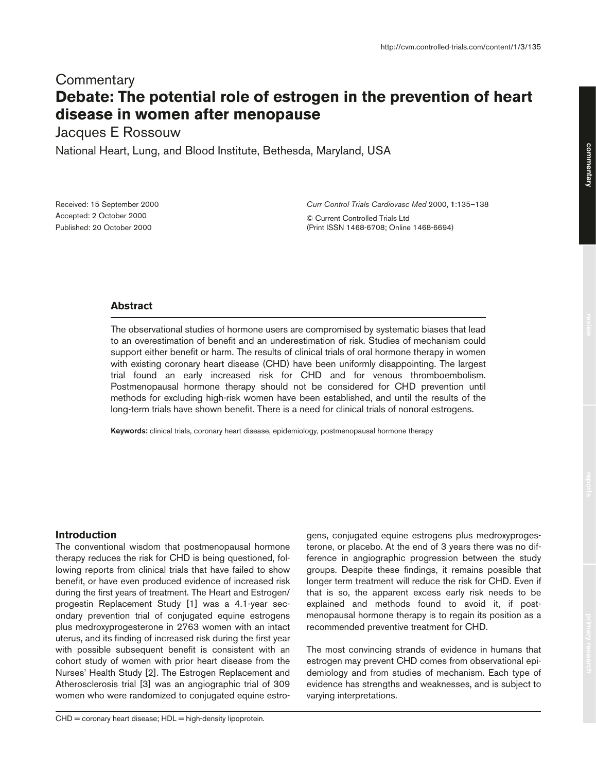Commentary

# Debate: The potential role of estrogen in the prevention of heart disease in women after menopause

Jacques E Rossouw

National Heart, Lung, and Blood Institute, Bethesda, Maryland, USA

Received: 15 September 2000
Accepted: 2 October 2000
Published: 20 October 2000

*Curr Control Trials Cardiovasc Med* 2000, **1**:135–138

© Current Controlled Trials Ltd
(Print ISSN 1468-6708; Online 1468-6694)

## Abstract

The observational studies of hormone users are compromised by systematic biases that lead to an overestimation of benefit and an underestimation of risk. Studies of mechanism could support either benefit or harm. The results of clinical trials of oral hormone therapy in women with existing coronary heart disease (CHD) have been uniformly disappointing. The largest trial found an early increased risk for CHD and for venous thromboembolism. Postmenopausal hormone therapy should not be considered for CHD prevention until methods for excluding high-risk women have been established, and until the results of the long-term trials have shown benefit. There is a need for clinical trials of nonoral estrogens.

**Keywords:** clinical trials, coronary heart disease, epidemiology, postmenopausal hormone therapy

## Introduction

The conventional wisdom that postmenopausal hormone therapy reduces the risk for CHD is being questioned, following reports from clinical trials that have failed to show benefit, or have even produced evidence of increased risk during the first years of treatment. The Heart and Estrogen/progestin Replacement Study [1] was a 4.1-year secondary prevention trial of conjugated equine estrogens plus medroxyprogesterone in 2763 women with an intact uterus, and its finding of increased risk during the first year with possible subsequent benefit is consistent with an cohort study of women with prior heart disease from the Nurses' Health Study [2]. The Estrogen Replacement and Atherosclerosis trial [3] was an angiographic trial of 309 women who were randomized to conjugated equine estrogens, conjugated equine estrogens plus medroxyprogesterone, or placebo. At the end of 3 years there was no difference in angiographic progression between the study groups. Despite these findings, it remains possible that longer term treatment will reduce the risk for CHD. Even if that is so, the apparent excess early risk needs to be explained and methods found to avoid it, if postmenopausal hormone therapy is to regain its position as a recommended preventive treatment for CHD.

The most convincing strands of evidence in humans that estrogen may prevent CHD comes from observational epidemiology and from studies of mechanism. Each type of evidence has strengths and weaknesses, and is subject to varying interpretations.

CHD = coronary heart disease; HDL = high-density lipoprotein.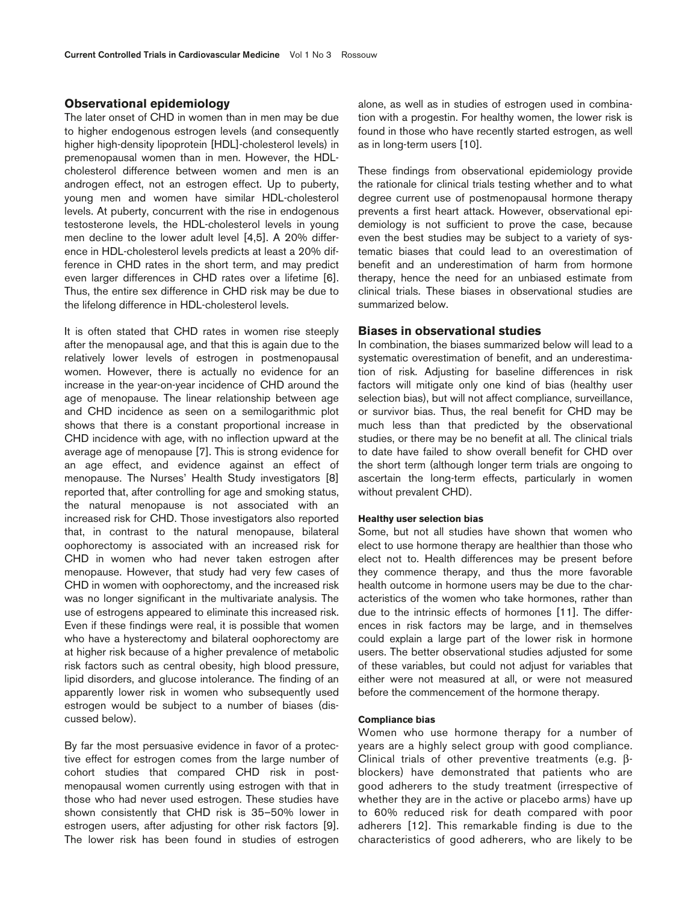## Observational epidemiology

The later onset of CHD in women than in men may be due to higher endogenous estrogen levels (and consequently higher high-density lipoprotein [HDL]-cholesterol levels) in premenopausal women than in men. However, the HDL-cholesterol difference between women and men is an androgen effect, not an estrogen effect. Up to puberty, young men and women have similar HDL-cholesterol levels. At puberty, concurrent with the rise in endogenous testosterone levels, the HDL-cholesterol levels in young men decline to the lower adult level [4,5]. A 20% difference in HDL-cholesterol levels predicts at least a 20% difference in CHD rates in the short term, and may predict even larger differences in CHD rates over a lifetime [6]. Thus, the entire sex difference in CHD risk may be due to the lifelong difference in HDL-cholesterol levels.

It is often stated that CHD rates in women rise steeply after the menopausal age, and that this is again due to the relatively lower levels of estrogen in postmenopausal women. However, there is actually no evidence for an increase in the year-on-year incidence of CHD around the age of menopause. The linear relationship between age and CHD incidence as seen on a semilogarithmic plot shows that there is a constant proportional increase in CHD incidence with age, with no inflection upward at the average age of menopause [7]. This is strong evidence for an age effect, and evidence against an effect of menopause. The Nurses' Health Study investigators [8] reported that, after controlling for age and smoking status, the natural menopause is not associated with an increased risk for CHD. Those investigators also reported that, in contrast to the natural menopause, bilateral oophorectomy is associated with an increased risk for CHD in women who had never taken estrogen after menopause. However, that study had very few cases of CHD in women with oophorectomy, and the increased risk was no longer significant in the multivariate analysis. The use of estrogens appeared to eliminate this increased risk. Even if these findings were real, it is possible that women who have a hysterectomy and bilateral oophorectomy are at higher risk because of a higher prevalence of metabolic risk factors such as central obesity, high blood pressure, lipid disorders, and glucose intolerance. The finding of an apparently lower risk in women who subsequently used estrogen would be subject to a number of biases (discussed below).

By far the most persuasive evidence in favor of a protective effect for estrogen comes from the large number of cohort studies that compared CHD risk in postmenopausal women currently using estrogen with that in those who had never used estrogen. These studies have shown consistently that CHD risk is 35–50% lower in estrogen users, after adjusting for other risk factors [9]. The lower risk has been found in studies of estrogen alone, as well as in studies of estrogen used in combination with a progestin. For healthy women, the lower risk is found in those who have recently started estrogen, as well as in long-term users [10].

These findings from observational epidemiology provide the rationale for clinical trials testing whether and to what degree current use of postmenopausal hormone therapy prevents a first heart attack. However, observational epidemiology is not sufficient to prove the case, because even the best studies may be subject to a variety of systematic biases that could lead to an overestimation of benefit and an underestimation of harm from hormone therapy, hence the need for an unbiased estimate from clinical trials. These biases in observational studies are summarized below.

## Biases in observational studies

In combination, the biases summarized below will lead to a systematic overestimation of benefit, and an underestimation of risk. Adjusting for baseline differences in risk factors will mitigate only one kind of bias (healthy user selection bias), but will not affect compliance, surveillance, or survivor bias. Thus, the real benefit for CHD may be much less than that predicted by the observational studies, or there may be no benefit at all. The clinical trials to date have failed to show overall benefit for CHD over the short term (although longer term trials are ongoing to ascertain the long-term effects, particularly in women without prevalent CHD).

#### Healthy user selection bias

Some, but not all studies have shown that women who elect to use hormone therapy are healthier than those who elect not to. Health differences may be present before they commence therapy, and thus the more favorable health outcome in hormone users may be due to the characteristics of the women who take hormones, rather than due to the intrinsic effects of hormones [11]. The differences in risk factors may be large, and in themselves could explain a large part of the lower risk in hormone users. The better observational studies adjusted for some of these variables, but could not adjust for variables that either were not measured at all, or were not measured before the commencement of the hormone therapy.

#### Compliance bias

Women who use hormone therapy for a number of years are a highly select group with good compliance. Clinical trials of other preventive treatments (e.g. β-blockers) have demonstrated that patients who are good adherers to the study treatment (irrespective of whether they are in the active or placebo arms) have up to 60% reduced risk for death compared with poor adherers [12]. This remarkable finding is due to the characteristics of good adherers, who are likely to be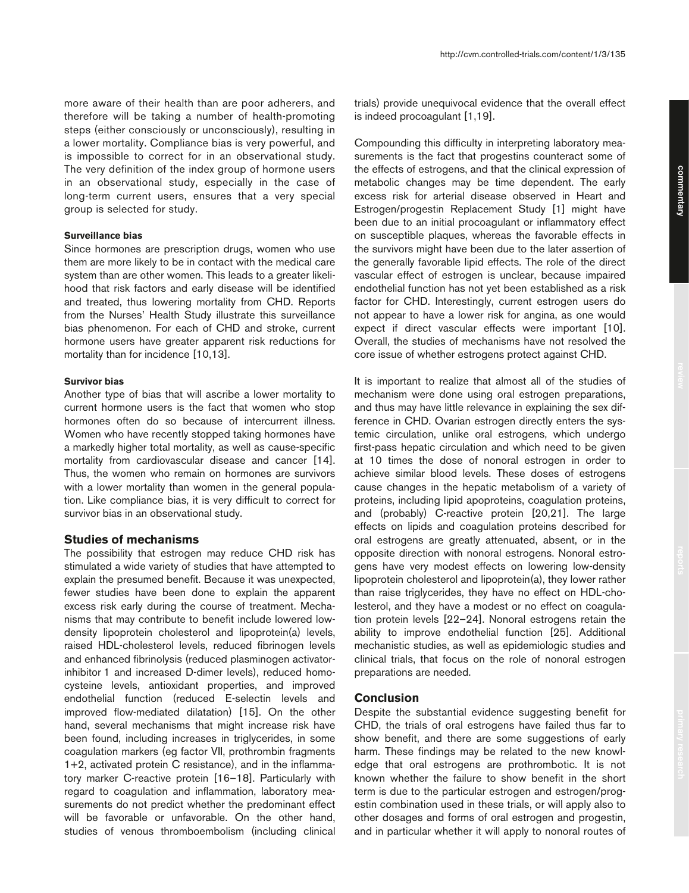more aware of their health than are poor adherers, and therefore will be taking a number of health-promoting steps (either consciously or unconsciously), resulting in a lower mortality. Compliance bias is very powerful, and is impossible to correct for in an observational study. The very definition of the index group of hormone users in an observational study, especially in the case of long-term current users, ensures that a very special group is selected for study.

#### Surveillance bias

Since hormones are prescription drugs, women who use them are more likely to be in contact with the medical care system than are other women. This leads to a greater likelihood that risk factors and early disease will be identified and treated, thus lowering mortality from CHD. Reports from the Nurses' Health Study illustrate this surveillance bias phenomenon. For each of CHD and stroke, current hormone users have greater apparent risk reductions for mortality than for incidence [10,13].

#### Survivor bias

Another type of bias that will ascribe a lower mortality to current hormone users is the fact that women who stop hormones often do so because of intercurrent illness. Women who have recently stopped taking hormones have a markedly higher total mortality, as well as cause-specific mortality from cardiovascular disease and cancer [14]. Thus, the women who remain on hormones are survivors with a lower mortality than women in the general population. Like compliance bias, it is very difficult to correct for survivor bias in an observational study.

## Studies of mechanisms

The possibility that estrogen may reduce CHD risk has stimulated a wide variety of studies that have attempted to explain the presumed benefit. Because it was unexpected, fewer studies have been done to explain the apparent excess risk early during the course of treatment. Mechanisms that may contribute to benefit include lowered low-density lipoprotein cholesterol and lipoprotein(a) levels, raised HDL-cholesterol levels, reduced fibrinogen levels and enhanced fibrinolysis (reduced plasminogen activator-inhibitor 1 and increased D-dimer levels), reduced homocysteine levels, antioxidant properties, and improved endothelial function (reduced E-selectin levels and improved flow-mediated dilatation) [15]. On the other hand, several mechanisms that might increase risk have been found, including increases in triglycerides, in some coagulation markers (eg factor VII, prothrombin fragments 1+2, activated protein C resistance), and in the inflammatory marker C-reactive protein [16–18]. Particularly with regard to coagulation and inflammation, laboratory measurements do not predict whether the predominant effect will be favorable or unfavorable. On the other hand, studies of venous thromboembolism (including clinical trials) provide unequivocal evidence that the overall effect is indeed procoagulant [1,19].

Compounding this difficulty in interpreting laboratory measurements is the fact that progestins counteract some of the effects of estrogens, and that the clinical expression of metabolic changes may be time dependent. The early excess risk for arterial disease observed in Heart and Estrogen/progestin Replacement Study [1] might have been due to an initial procoagulant or inflammatory effect on susceptible plaques, whereas the favorable effects in the survivors might have been due to the later assertion of the generally favorable lipid effects. The role of the direct vascular effect of estrogen is unclear, because impaired endothelial function has not yet been established as a risk factor for CHD. Interestingly, current estrogen users do not appear to have a lower risk for angina, as one would expect if direct vascular effects were important [10]. Overall, the studies of mechanisms have not resolved the core issue of whether estrogens protect against CHD.

It is important to realize that almost all of the studies of mechanism were done using oral estrogen preparations, and thus may have little relevance in explaining the sex difference in CHD. Ovarian estrogen directly enters the systemic circulation, unlike oral estrogens, which undergo first-pass hepatic circulation and which need to be given at 10 times the dose of nonoral estrogen in order to achieve similar blood levels. These doses of estrogens cause changes in the hepatic metabolism of a variety of proteins, including lipid apoproteins, coagulation proteins, and (probably) C-reactive protein [20,21]. The large effects on lipids and coagulation proteins described for oral estrogens are greatly attenuated, absent, or in the opposite direction with nonoral estrogens. Nonoral estrogens have very modest effects on lowering low-density lipoprotein cholesterol and lipoprotein(a), they lower rather than raise triglycerides, they have no effect on HDL-cholesterol, and they have a modest or no effect on coagulation protein levels [22–24]. Nonoral estrogens retain the ability to improve endothelial function [25]. Additional mechanistic studies, as well as epidemiologic studies and clinical trials, that focus on the role of nonoral estrogen preparations are needed.

## Conclusion

Despite the substantial evidence suggesting benefit for CHD, the trials of oral estrogens have failed thus far to show benefit, and there are some suggestions of early harm. These findings may be related to the new knowledge that oral estrogens are prothrombotic. It is not known whether the failure to show benefit in the short term is due to the particular estrogen and estrogen/progestin combination used in these trials, or will apply also to other dosages and forms of oral estrogen and progestin, and in particular whether it will apply to nonoral routes of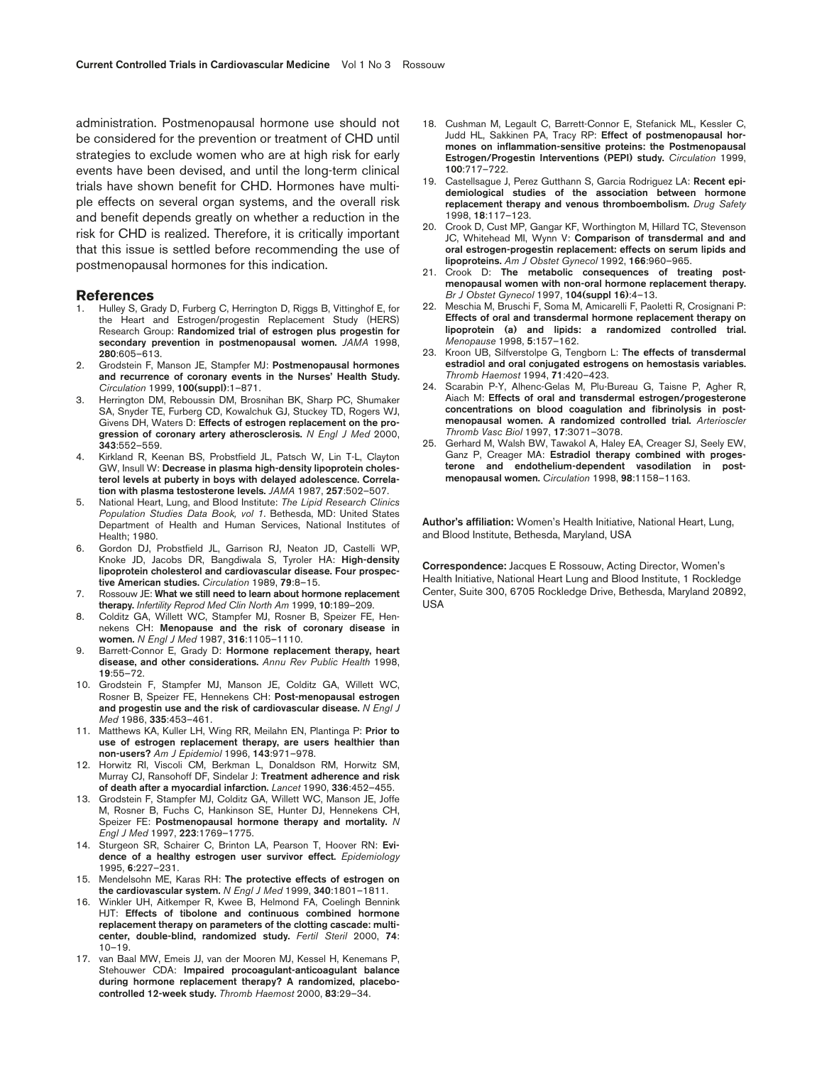administration. Postmenopausal hormone use should not be considered for the prevention or treatment of CHD until strategies to exclude women who are at high risk for early events have been devised, and until the long-term clinical trials have shown benefit for CHD. Hormones have multiple effects on several organ systems, and the overall risk and benefit depends greatly on whether a reduction in the risk for CHD is realized. Therefore, it is critically important that this issue is settled before recommending the use of postmenopausal hormones for this indication.

## References

1. Hulley S, Grady D, Furberg C, Herrington D, Riggs B, Vittinghof E, for the Heart and Estrogen/progestin Replacement Study (HERS) Research Group: **Randomized trial of estrogen plus progestin for secondary prevention in postmenopausal women.** *JAMA* 1998, **280**:605–613.
2. Grodstein F, Manson JE, Stampfer MJ: **Postmenopausal hormones and recurrence of coronary events in the Nurses' Health Study.** *Circulation* 1999, **100(suppl)**:1–871.
3. Herrington DM, Reboussin DM, Brosnihan BK, Sharp PC, Shumaker SA, Snyder TE, Furberg CD, Kowalchuk GJ, Stuckey TD, Rogers WJ, Givens DH, Waters D: **Effects of estrogen replacement on the progression of coronary artery atherosclerosis.** *N Engl J Med* 2000, **343**:552–559.
4. Kirkland R, Keenan BS, Probstfield JL, Patsch W, Lin T-L, Clayton GW, Insull W: **Decrease in plasma high-density lipoprotein cholesterol levels at puberty in boys with delayed adolescence. Correlation with plasma testosterone levels.** *JAMA* 1987, **257**:502–507.
5. National Heart, Lung, and Blood Institute: *The Lipid Research Clinics Population Studies Data Book, vol 1*. Bethesda, MD: United States Department of Health and Human Services, National Institutes of Health; 1980.
6. Gordon DJ, Probstfield JL, Garrison RJ, Neaton JD, Castelli WP, Knoke JD, Jacobs DR, Bangdiwala S, Tyroler HA: **High-density lipoprotein cholesterol and cardiovascular disease. Four prospective American studies.** *Circulation* 1989, **79**:8–15.
7. Rossouw JE: **What we still need to learn about hormone replacement therapy.** *Infertility Reprod Med Clin North Am* 1999, **10**:189–209.
8. Colditz GA, Willett WC, Stampfer MJ, Rosner B, Speizer FE, Hennekens CH: **Menopause and the risk of coronary disease in women.** *N Engl J Med* 1987, **316**:1105–1110.
9. Barrett-Connor E, Grady D: **Hormone replacement therapy, heart disease, and other considerations.** *Annu Rev Public Health* 1998, **19**:55–72.
10. Grodstein F, Stampfer MJ, Manson JE, Colditz GA, Willett WC, Rosner B, Speizer FE, Hennekens CH: **Post-menopausal estrogen and progestin use and the risk of cardiovascular disease.** *N Engl J Med* 1986, **335**:453–461.
11. Matthews KA, Kuller LH, Wing RR, Meilahn EN, Plantinga P: **Prior to use of estrogen replacement therapy, are users healthier than non-users?** *Am J Epidemiol* 1996, **143**:971–978.
12. Horwitz RI, Viscoli CM, Berkman L, Donaldson RM, Horwitz SM, Murray CJ, Ransohoff DF, Sindelar J: **Treatment adherence and risk of death after a myocardial infarction.** *Lancet* 1990, **336**:452–455.
13. Grodstein F, Stampfer MJ, Colditz GA, Willett WC, Manson JE, Joffe M, Rosner B, Fuchs C, Hankinson SE, Hunter DJ, Hennekens CH, Speizer FE: **Postmenopausal hormone therapy and mortality.** *N Engl J Med* 1997, **223**:1769–1775.
14. Sturgeon SR, Schairer C, Brinton LA, Pearson T, Hoover RN: **Evidence of a healthy estrogen user survivor effect.** *Epidemiology* 1995, **6**:227–231.
15. Mendelsohn ME, Karas RH: **The protective effects of estrogen on the cardiovascular system.** *N Engl J Med* 1999, **340**:1801–1811.
16. Winkler UH, Aitkemper R, Kwee B, Helmond FA, Coelingh Bennink HJT: **Effects of tibolone and continuous combined hormone replacement therapy on parameters of the clotting cascade: multicenter, double-blind, randomized study.** *Fertil Steril* 2000, **74**: 10–19.
17. van Baal MW, Emeis JJ, van der Mooren MJ, Kessel H, Kenemans P, Stehouwer CDA: **Impaired procoagulant-anticoagulant balance during hormone replacement therapy? A randomized, placebo-controlled 12-week study.** *Thromb Haemost* 2000, **83**:29–34.
18. Cushman M, Legault C, Barrett-Connor E, Stefanick ML, Kessler C, Judd HL, Sakkinen PA, Tracy RP: **Effect of postmenopausal hormones on inflammation-sensitive proteins: the Postmenopausal Estrogen/Progestin Interventions (PEPI) study.** *Circulation* 1999, **100**:717–722.
19. Castellsague J, Perez Gutthann S, Garcia Rodriguez LA: **Recent epidemiological studies of the association between hormone replacement therapy and venous thromboembolism.** *Drug Safety* 1998, **18**:117–123.
20. Crook D, Cust MP, Gangar KF, Worthington M, Hillard TC, Stevenson JC, Whitehead MI, Wynn V: **Comparison of transdermal and and oral estrogen-progestin replacement: effects on serum lipids and lipoproteins.** *Am J Obstet Gynecol* 1992, **166**:960–965.
21. Crook D: **The metabolic consequences of treating postmenopausal women with non-oral hormone replacement therapy.** *Br J Obstet Gynecol* 1997, **104(suppl 16)**:4–13.
22. Meschia M, Bruschi F, Soma M, Amicarelli F, Paoletti R, Crosignani P: **Effects of oral and transdermal hormone replacement therapy on lipoprotein (a) and lipids: a randomized controlled trial.** *Menopause* 1998, **5**:157–162.
23. Kroon UB, Silfverstolpe G, Tengborn L: **The effects of transdermal estradiol and oral conjugated estrogens on hemostasis variables.** *Thromb Haemost* 1994, **71**:420–423.
24. Scarabin P-Y, Alhenc-Gelas M, Plu-Bureau G, Taisne P, Agher R, Aiach M: **Effects of oral and transdermal estrogen/progesterone concentrations on blood coagulation and fibrinolysis in postmenopausal women. A randomized controlled trial.** *Arterioscler Thromb Vasc Biol* 1997, **17**:3071–3078.
25. Gerhard M, Walsh BW, Tawakol A, Haley EA, Creager SJ, Seely EW, Ganz P, Creager MA: **Estradiol therapy combined with progesterone and endothelium-dependent vasodilation in postmenopausal women.** *Circulation* 1998, **98**:1158–1163.

**Author's affiliation:** Women's Health Initiative, National Heart, Lung, and Blood Institute, Bethesda, Maryland, USA

**Correspondence:** Jacques E Rossouw, Acting Director, Women's Health Initiative, National Heart Lung and Blood Institute, 1 Rockledge Center, Suite 300, 6705 Rockledge Drive, Bethesda, Maryland 20892, USA